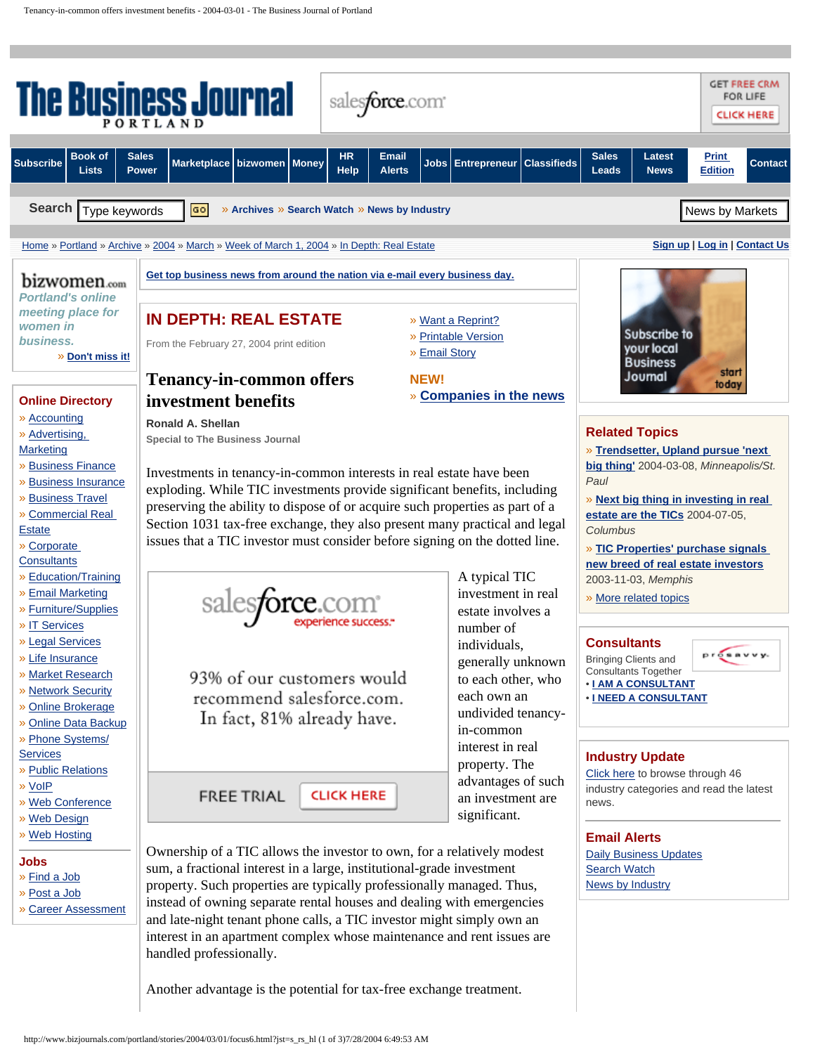# IN DEPTH: REAL ESTATE

From the February 27, 2004 print edition

## Tenancy-in-common offers investment benefits

**Ronald A. Shellan**
**Special to The Business Journal**

Investments in tenancy-in-common interests in real estate have been exploding. While TIC investments provide significant benefits, including preserving the ability to dispose of or acquire such properties as part of a Section 1031 tax-free exchange, they also present many practical and legal issues that a TIC investor must consider before signing on the dotted line.

A typical TIC investment in real estate involves a number of individuals, generally unknown to each other, who each own an undivided tenancy-in-common interest in real property. The advantages of such an investment are significant.

Ownership of a TIC allows the investor to own, for a relatively modest sum, a fractional interest in a large, institutional-grade investment property. Such properties are typically professionally managed. Thus, instead of owning separate rental houses and dealing with emergencies and late-night tenant phone calls, a TIC investor might simply own an interest in an apartment complex whose maintenance and rent issues are handled professionally.

Another advantage is the potential for tax-free exchange treatment.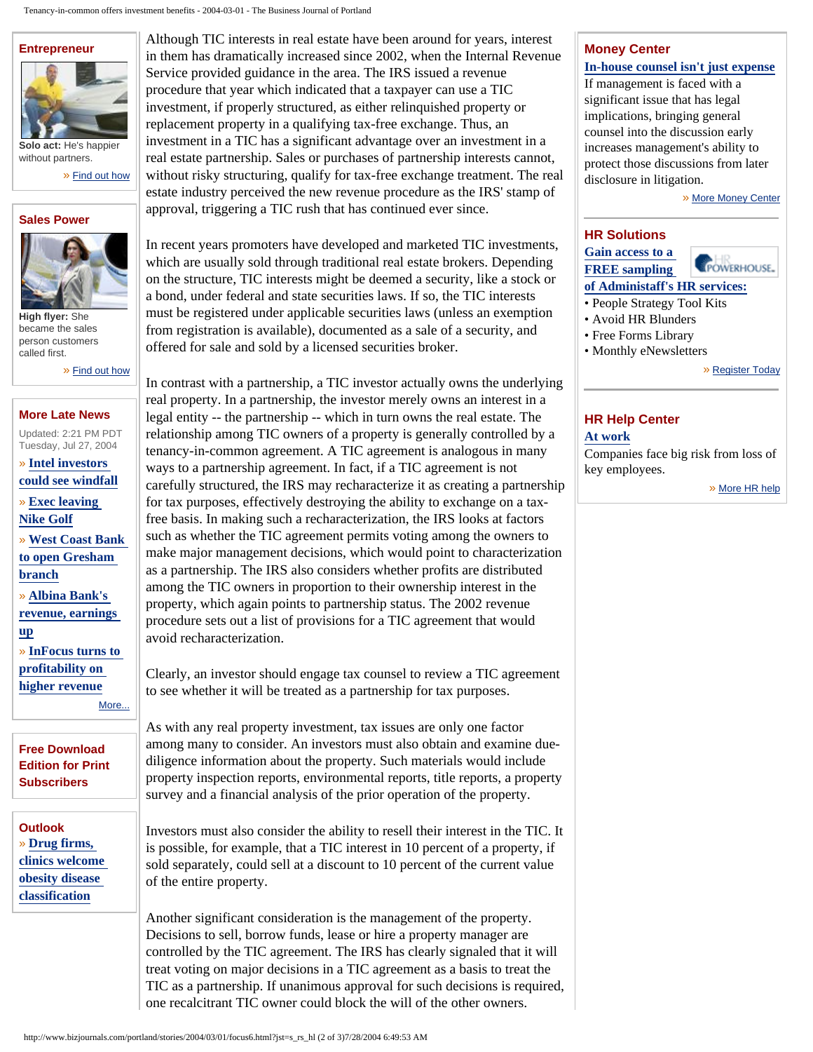Although TIC interests in real estate have been around for years, interest in them has dramatically increased since 2002, when the Internal Revenue Service provided guidance in the area. The IRS issued a revenue procedure that year which indicated that a taxpayer can use a TIC investment, if properly structured, as either relinquished property or replacement property in a qualifying tax-free exchange. Thus, an investment in a TIC has a significant advantage over an investment in a real estate partnership. Sales or purchases of partnership interests cannot, without risky structuring, qualify for tax-free exchange treatment. The real estate industry perceived the new revenue procedure as the IRS' stamp of approval, triggering a TIC rush that has continued ever since.

In recent years promoters have developed and marketed TIC investments, which are usually sold through traditional real estate brokers. Depending on the structure, TIC interests might be deemed a security, like a stock or a bond, under federal and state securities laws. If so, the TIC interests must be registered under applicable securities laws (unless an exemption from registration is available), documented as a sale of a security, and offered for sale and sold by a licensed securities broker.

In contrast with a partnership, a TIC investor actually owns the underlying real property. In a partnership, the investor merely owns an interest in a legal entity -- the partnership -- which in turn owns the real estate. The relationship among TIC owners of a property is generally controlled by a tenancy-in-common agreement. A TIC agreement is analogous in many ways to a partnership agreement. In fact, if a TIC agreement is not carefully structured, the IRS may recharacterize it as creating a partnership for tax purposes, effectively destroying the ability to exchange on a tax-free basis. In making such a recharacterization, the IRS looks at factors such as whether the TIC agreement permits voting among the owners to make major management decisions, which would point to characterization as a partnership. The IRS also considers whether profits are distributed among the TIC owners in proportion to their ownership interest in the property, which again points to partnership status. The 2002 revenue procedure sets out a list of provisions for a TIC agreement that would avoid recharacterization.

Clearly, an investor should engage tax counsel to review a TIC agreement to see whether it will be treated as a partnership for tax purposes.

As with any real property investment, tax issues are only one factor among many to consider. An investors must also obtain and examine due-diligence information about the property. Such materials would include property inspection reports, environmental reports, title reports, a property survey and a financial analysis of the prior operation of the property.

Investors must also consider the ability to resell their interest in the TIC. It is possible, for example, that a TIC interest in 10 percent of a property, if sold separately, could sell at a discount to 10 percent of the current value of the entire property.

Another significant consideration is the management of the property. Decisions to sell, borrow funds, lease or hire a property manager are controlled by the TIC agreement. The IRS has clearly signaled that it will treat voting on major decisions in a TIC agreement as a basis to treat the TIC as a partnership. If unanimous approval for such decisions is required, one recalcitrant TIC owner could block the will of the other owners.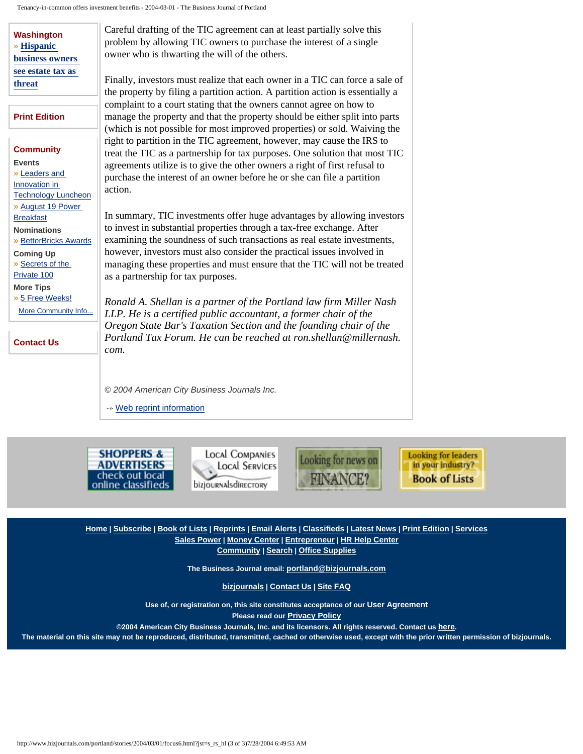Careful drafting of the TIC agreement can at least partially solve this problem by allowing TIC owners to purchase the interest of a single owner who is thwarting the will of the others.

Finally, investors must realize that each owner in a TIC can force a sale of the property by filing a partition action. A partition action is essentially a complaint to a court stating that the owners cannot agree on how to manage the property and that the property should be either split into parts (which is not possible for most improved properties) or sold. Waiving the right to partition in the TIC agreement, however, may cause the IRS to treat the TIC as a partnership for tax purposes. One solution that most TIC agreements utilize is to give the other owners a right of first refusal to purchase the interest of an owner before he or she can file a partition action.

In summary, TIC investments offer huge advantages by allowing investors to invest in substantial properties through a tax-free exchange. After examining the soundness of such transactions as real estate investments, however, investors must also consider the practical issues involved in managing these properties and must ensure that the TIC will not be treated as a partnership for tax purposes.

*Ronald A. Shellan is a partner of the Portland law firm Miller Nash LLP. He is a certified public accountant, a former chair of the Oregon State Bar's Taxation Section and the founding chair of the Portland Tax Forum. He can be reached at ron.shellan@millernash.com.*

*© 2004 American City Business Journals Inc.*